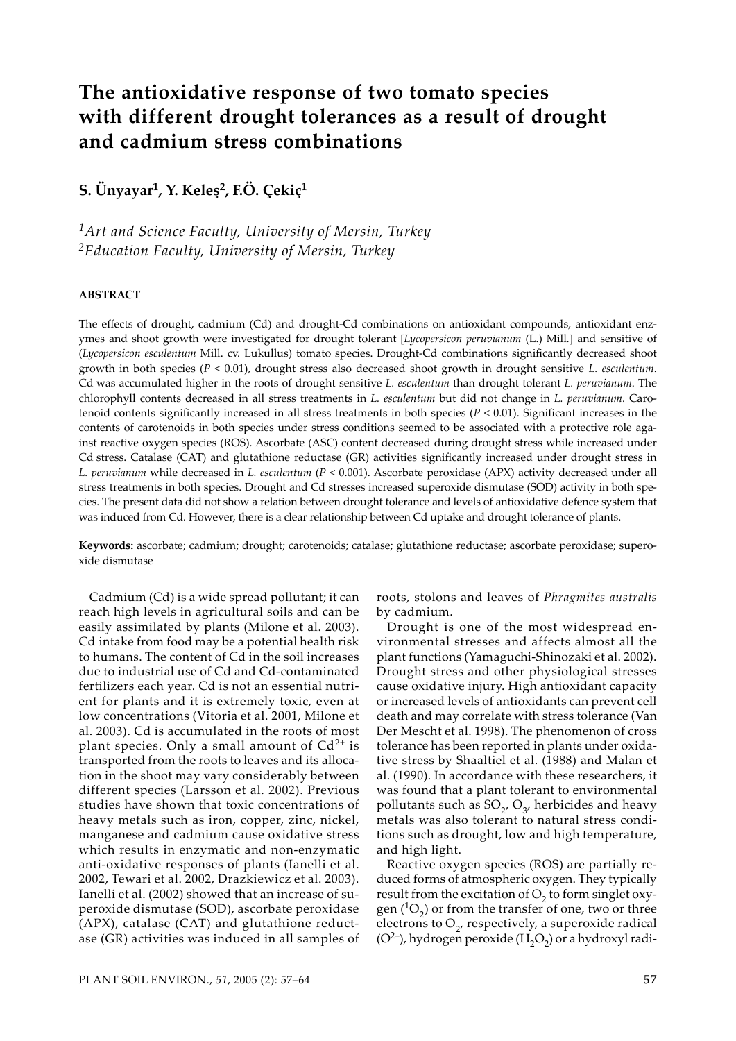# The antioxidative response of two tomato species with different drought tolerances as a result of drought and cadmium stress combinations

**S. Ünyayar[1], Y. Keleş[2], F.Ö. Çekiç[1]**

*[1]Art and Science Faculty, University of Mersin, Turkey*
*[2]Education Faculty, University of Mersin, Turkey*

**ABSTRACT**

The effects of drought, cadmium (Cd) and drought-Cd combinations on antioxidant compounds, antioxidant enzymes and shoot growth were investigated for drought tolerant [*Lycopersicon peruvianum* (L.) Mill.] and sensitive of (*Lycopersicon esculentum* Mill. cv. Lukullus) tomato species. Drought-Cd combinations significantly decreased shoot growth in both species ($P < 0.01$), drought stress also decreased shoot growth in drought sensitive *L. esculentum*. Cd was accumulated higher in the roots of drought sensitive *L. esculentum* than drought tolerant *L. peruvianum*. The chlorophyll contents decreased in all stress treatments in *L. esculentum* but did not change in *L. peruvianum*. Carotenoid contents significantly increased in all stress treatments in both species ($P < 0.01$). Significant increases in the contents of carotenoids in both species under stress conditions seemed to be associated with a protective role against reactive oxygen species (ROS). Ascorbate (ASC) content decreased during drought stress while increased under Cd stress. Catalase (CAT) and glutathione reductase (GR) activities significantly increased under drought stress in *L. peruvianum* while decreased in *L. esculentum* ($P < 0.001$). Ascorbate peroxidase (APX) activity decreased under all stress treatments in both species. Drought and Cd stresses increased superoxide dismutase (SOD) activity in both species. The present data did not show a relation between drought tolerance and levels of antioxidative defence system that was induced from Cd. However, there is a clear relationship between Cd uptake and drought tolerance of plants.

**Keywords:** ascorbate; cadmium; drought; carotenoids; catalase; glutathione reductase; ascorbate peroxidase; superoxide dismutase

Cadmium (Cd) is a wide spread pollutant; it can reach high levels in agricultural soils and can be easily assimilated by plants (Milone et al. 2003). Cd intake from food may be a potential health risk to humans. The content of Cd in the soil increases due to industrial use of Cd and Cd-contaminated fertilizers each year. Cd is not an essential nutrient for plants and it is extremely toxic, even at low concentrations (Vitoria et al. 2001, Milone et al. 2003). Cd is accumulated in the roots of most plant species. Only a small amount of $Cd^{2+}$ is transported from the roots to leaves and its allocation in the shoot may vary considerably between different species (Larsson et al. 2002). Previous studies have shown that toxic concentrations of heavy metals such as iron, copper, zinc, nickel, manganese and cadmium cause oxidative stress which results in enzymatic and non-enzymatic anti-oxidative responses of plants (Ianelli et al. 2002, Tewari et al. 2002, Drazkiewicz et al. 2003). Ianelli et al. (2002) showed that an increase of superoxide dismutase (SOD), ascorbate peroxidase (APX), catalase (CAT) and glutathione reductase (GR) activities was induced in all samples of roots, stolons and leaves of *Phragmites australis* by cadmium.

Drought is one of the most widespread environmental stresses and affects almost all the plant functions (Yamaguchi-Shinozaki et al. 2002). Drought stress and other physiological stresses cause oxidative injury. High antioxidant capacity or increased levels of antioxidants can prevent cell death and may correlate with stress tolerance (Van Der Mescht et al. 1998). The phenomenon of cross tolerance has been reported in plants under oxidative stress by Shaaltiel et al. (1988) and Malan et al. (1990). In accordance with these researchers, it was found that a plant tolerant to environmental pollutants such as $SO_2$, $O_3$, herbicides and heavy metals was also tolerant to natural stress conditions such as drought, low and high temperature, and high light.

Reactive oxygen species (ROS) are partially reduced forms of atmospheric oxygen. They typically result from the excitation of $O_2$ to form singlet oxygen ($^1O_2$) or from the transfer of one, two or three electrons to $O_2$, respectively, a superoxide radical ($O^{2-}$), hydrogen peroxide ($H_2O_2$) or a hydroxyl radi-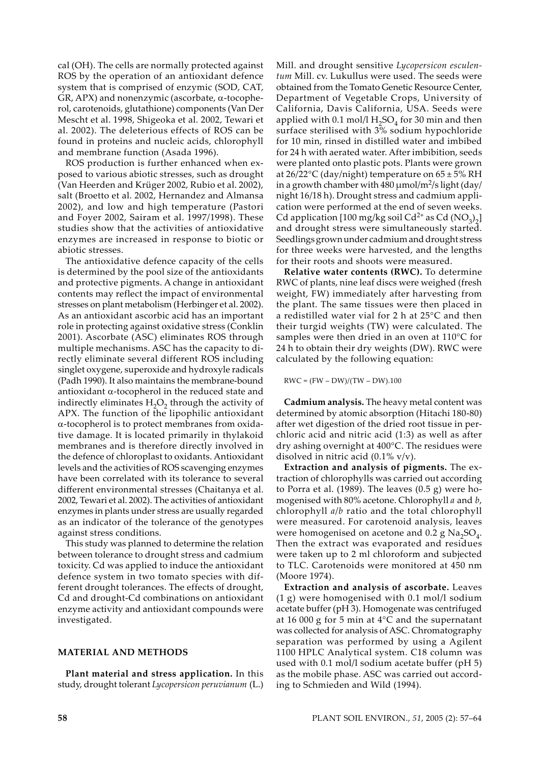cal (OH). The cells are normally protected against ROS by the operation of an antioxidant defence system that is comprised of enzymic (SOD, CAT, GR, APX) and nonenzymic (ascorbate, α-tocopherol, carotenoids, glutathione) components (Van Der Mescht et al. 1998, Shigeoka et al. 2002, Tewari et al. 2002). The deleterious effects of ROS can be found in proteins and nucleic acids, chlorophyll and membrane function (Asada 1996).

ROS production is further enhanced when exposed to various abiotic stresses, such as drought (Van Heerden and Krüger 2002, Rubio et al. 2002), salt (Broetto et al. 2002, Hernandez and Almansa 2002), and low and high temperature (Pastori and Foyer 2002, Sairam et al. 1997/1998). These studies show that the activities of antioxidative enzymes are increased in response to biotic or abiotic stresses.

The antioxidative defence capacity of the cells is determined by the pool size of the antioxidants and protective pigments. A change in antioxidant contents may reflect the impact of environmental stresses on plant metabolism (Herbinger et al. 2002). As an antioxidant ascorbic acid has an important role in protecting against oxidative stress (Conklin 2001). Ascorbate (ASC) eliminates ROS through multiple mechanisms. ASC has the capacity to directly eliminate several different ROS including singlet oxygene, superoxide and hydroxyle radicals (Padh 1990). It also maintains the membrane-bound antioxidant α-tocopherol in the reduced state and indirectly eliminates $H_2O_2$ through the activity of APX. The function of the lipophilic antioxidant α-tocopherol is to protect membranes from oxidative damage. It is located primarily in thylakoid membranes and is therefore directly involved in the defence of chloroplast to oxidants. Antioxidant levels and the activities of ROS scavenging enzymes have been correlated with its tolerance to several different environmental stresses (Chaitanya et al. 2002, Tewari et al. 2002). The activities of antioxidant enzymes in plants under stress are usually regarded as an indicator of the tolerance of the genotypes against stress conditions.

This study was planned to determine the relation between tolerance to drought stress and cadmium toxicity. Cd was applied to induce the antioxidant defence system in two tomato species with different drought tolerances. The effects of drought, Cd and drought-Cd combinations on antioxidant enzyme activity and antioxidant compounds were investigated.

## MATERIAL AND METHODS

**Plant material and stress application.** In this study, drought tolerant *Lycopersicon peruvianum* (L.) Mill. and drought sensitive *Lycopersicon esculentum* Mill. cv. Lukullus were used. The seeds were obtained from the Tomato Genetic Resource Center, Department of Vegetable Crops, University of California, Davis California, USA. Seeds were applied with 0.1 mol/l $H_2SO_4$ for 30 min and then surface sterilised with 3% sodium hypochloride for 10 min, rinsed in distilled water and imbibed for 24 h with aerated water. After imbibition, seeds were planted onto plastic pots. Plants were grown at 26/22°C (day/night) temperature on 65 ± 5% RH in a growth chamber with 480 μmol/m$^2$/s light (day/night 16/18 h). Drought stress and cadmium application were performed at the end of seven weeks. Cd application [100 mg/kg soil $Cd^{2+}$ as $Cd(NO_3)_2$] and drought stress were simultaneously started. Seedlings grown under cadmium and drought stress for three weeks were harvested, and the lengths for their roots and shoots were measured.

**Relative water contents (RWC).** To determine RWC of plants, nine leaf discs were weighed (fresh weight, FW) immediately after harvesting from the plant. The same tissues were then placed in a redistilled water vial for 2 h at 25°C and then their turgid weights (TW) were calculated. The samples were then dried in an oven at 110°C for 24 h to obtain their dry weights (DW). RWC were calculated by the following equation:

$$RWC = (FW - DW)/(TW - DW).100$$

**Cadmium analysis.** The heavy metal content was determined by atomic absorption (Hitachi 180-80) after wet digestion of the dried root tissue in perchloric acid and nitric acid (1:3) as well as after dry ashing overnight at 400°C. The residues were disolved in nitric acid (0.1% v/v).

**Extraction and analysis of pigments.** The extraction of chlorophylls was carried out according to Porra et al. (1989). The leaves (0.5 g) were homogenised with 80% acetone. Chlorophyll *a* and *b*, chlorophyll *a*/*b* ratio and the total chlorophyll were measured. For carotenoid analysis, leaves were homogenised on acetone and 0.2 g $Na_2SO_4$. Then the extract was evaporated and residues were taken up to 2 ml chloroform and subjected to TLC. Carotenoids were monitored at 450 nm (Moore 1974).

**Extraction and analysis of ascorbate.** Leaves (1 g) were homogenised with 0.1 mol/l sodium acetate buffer (pH 3). Homogenate was centrifuged at 16 000 g for 5 min at 4°C and the supernatant was collected for analysis of ASC. Chromatography separation was performed by using a Agilent 1100 HPLC Analytical system. C18 column was used with 0.1 mol/l sodium acetate buffer (pH 5) as the mobile phase. ASC was carried out according to Schmieden and Wild (1994).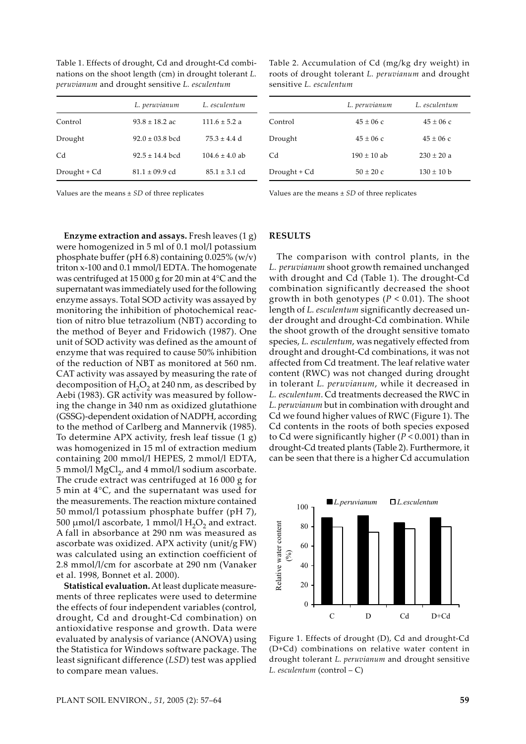Table 1. Effects of drought, Cd and drought-Cd combinations on the shoot length (cm) in drought tolerant *L. peruvianum* and drought sensitive *L. esculentum*

| | *L. peruvianum* | *L. esculentum* |
|---|---|---|
| Control | 93.8 ± 18.2 ac | 111.6 ± 5.2 a |
| Drought | 92.0 ± 03.8 bcd | 75.3 ± 4.4 d |
| Cd | 92.5 ± 14.4 bcd | 104.6 ± 4.0 ab |
| Drought + Cd | 81.1 ± 09.9 cd | 85.1 ± 3.1 cd |

Values are the means ± *SD* of three replicates

Table 2. Accumulation of Cd (mg/kg dry weight) in roots of drought tolerant *L. peruvianum* and drought sensitive *L. esculentum*

| | *L. peruvianum* | *L. esculentum* |
|---|---|---|
| Control | 45 ± 06 c | 45 ± 06 c |
| Drought | 45 ± 06 c | 45 ± 06 c |
| Cd | 190 ± 10 ab | 230 ± 20 a |
| Drought + Cd | 50 ± 20 c | 130 ± 10 b |

Values are the means ± *SD* of three replicates

**Enzyme extraction and assays.** Fresh leaves (1 g) were homogenized in 5 ml of 0.1 mol/l potassium phosphate buffer (pH 6.8) containing 0.025% (w/v) triton x-100 and 0.1 mmol/l EDTA. The homogenate was centrifuged at 15 000 g for 20 min at 4°C and the supernatant was immediately used for the following enzyme assays. Total SOD activity was assayed by monitoring the inhibition of photochemical reaction of nitro blue tetrazolium (NBT) according to the method of Beyer and Fridowich (1987). One unit of SOD activity was defined as the amount of enzyme that was required to cause 50% inhibition of the reduction of NBT as monitored at 560 nm. CAT activity was assayed by measuring the rate of decomposition of $H_2O_2$ at 240 nm, as described by Aebi (1983). GR activity was measured by following the change in 340 nm as oxidized glutathione (GSSG)-dependent oxidation of NADPH, according to the method of Carlberg and Mannervik (1985). To determine APX activity, fresh leaf tissue (1 g) was homogenized in 15 ml of extraction medium containing 200 mmol/l HEPES, 2 mmol/l EDTA, 5 mmol/l $MgCl_2$, and 4 mmol/l sodium ascorbate. The crude extract was centrifuged at 16 000 g for 5 min at 4°C, and the supernatant was used for the measurements. The reaction mixture contained 50 mmol/l potassium phosphate buffer (pH 7), 500 μmol/l ascorbate, 1 mmol/l $H_2O_2$ and extract. A fall in absorbance at 290 nm was measured as ascorbate was oxidized. APX activity (unit/g FW) was calculated using an extinction coefficient of 2.8 mmol/l/cm for ascorbate at 290 nm (Vanaker et al. 1998, Bonnet et al. 2000).

**Statistical evaluation.** At least duplicate measurements of three replicates were used to determine the effects of four independent variables (control, drought, Cd and drought-Cd combination) on antioxidative response and growth. Data were evaluated by analysis of variance (ANOVA) using the Statistica for Windows software package. The least significant difference (*LSD*) test was applied to compare mean values.

## RESULTS

The comparison with control plants, in the *L. peruvianum* shoot growth remained unchanged with drought and Cd (Table 1). The drought-Cd combination significantly decreased the shoot growth in both genotypes ($P < 0.01$). The shoot length of *L. esculentum* significantly decreased under drought and drought-Cd combination. While the shoot growth of the drought sensitive tomato species, *L. esculentum*, was negatively effected from drought and drought-Cd combinations, it was not affected from Cd treatment. The leaf relative water content (RWC) was not changed during drought in tolerant *L. peruvianum*, while it decreased in *L. esculentum*. Cd treatments decreased the RWC in *L. peruvianum* but in combination with drought and Cd we found higher values of RWC (Figure 1). The Cd contents in the roots of both species exposed to Cd were significantly higher ($P < 0.001$) than in drought-Cd treated plants (Table 2). Furthermore, it can be seen that there is a higher Cd accumulation

Figure 1. Effects of drought (D), Cd and drought-Cd (D+Cd) combinations on relative water content in drought tolerant *L. peruvianum* and drought sensitive *L. esculentum* (control – C)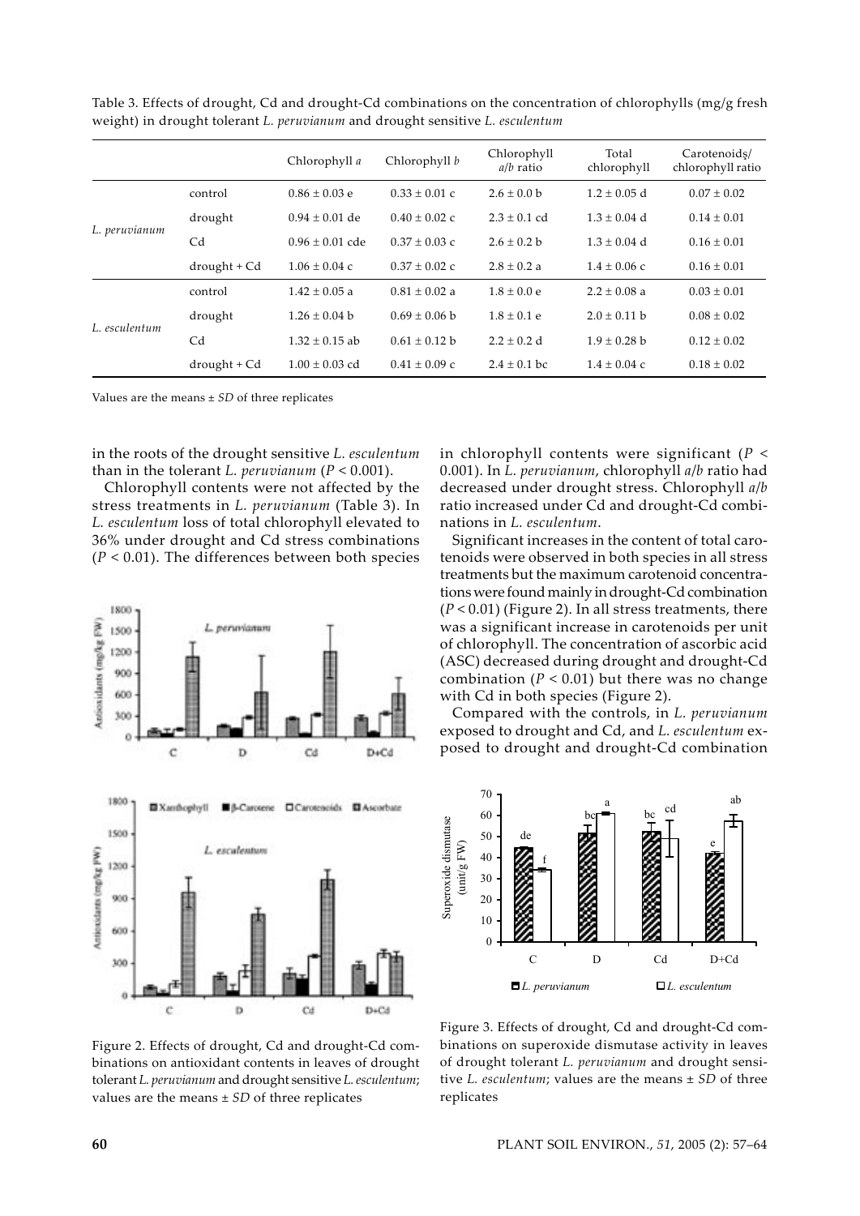Table 3. Effects of drought, Cd and drought-Cd combinations on the concentration of chlorophylls (mg/g fresh weight) in drought tolerant *L. peruvianum* and drought sensitive *L. esculentum*

| | | Chlorophyll *a* | Chlorophyll *b* | Chlorophyll *a*/*b* ratio | Total chlorophyll | Carotenoids/ chlorophyll ratio |
|---|---|---|---|---|---|---|
| *L. peruvianum* | control | 0.86 ± 0.03 e | 0.33 ± 0.01 c | 2.6 ± 0.0 b | 1.2 ± 0.05 d | 0.07 ± 0.02 |
| | drought | 0.94 ± 0.01 de | 0.40 ± 0.02 c | 2.3 ± 0.1 cd | 1.3 ± 0.04 d | 0.14 ± 0.01 |
| | Cd | 0.96 ± 0.01 cde | 0.37 ± 0.03 c | 2.6 ± 0.2 b | 1.3 ± 0.04 d | 0.16 ± 0.01 |
| | drought + Cd | 1.06 ± 0.04 c | 0.37 ± 0.02 c | 2.8 ± 0.2 a | 1.4 ± 0.06 c | 0.16 ± 0.01 |
| *L. esculentum* | control | 1.42 ± 0.05 a | 0.81 ± 0.02 a | 1.8 ± 0.0 e | 2.2 ± 0.08 a | 0.03 ± 0.01 |
| | drought | 1.26 ± 0.04 b | 0.69 ± 0.06 b | 1.8 ± 0.1 e | 2.0 ± 0.11 b | 0.08 ± 0.02 |
| | Cd | 1.32 ± 0.15 ab | 0.61 ± 0.12 b | 2.2 ± 0.2 d | 1.9 ± 0.28 b | 0.12 ± 0.02 |
| | drought + Cd | 1.00 ± 0.03 cd | 0.41 ± 0.09 c | 2.4 ± 0.1 bc | 1.4 ± 0.04 c | 0.18 ± 0.02 |

Values are the means ± *SD* of three replicates

in the roots of the drought sensitive *L. esculentum* than in the tolerant *L. peruvianum* ($P < 0.001$).

Chlorophyll contents were not affected by the stress treatments in *L. peruvianum* (Table 3). In *L. esculentum* loss of total chlorophyll elevated to 36% under drought and Cd stress combinations ($P < 0.01$). The differences between both species in chlorophyll contents were significant ($P < 0.001$). In *L. peruvianum*, chlorophyll *a*/*b* ratio had decreased under drought stress. Chlorophyll *a*/*b* ratio increased under Cd and drought-Cd combinations in *L. esculentum*.

Significant increases in the content of total carotenoids were observed in both species in all stress treatments but the maximum carotenoid concentrations were found mainly in drought-Cd combination ($P < 0.01$) (Figure 2). In all stress treatments, there was a significant increase in carotenoids per unit of chlorophyll. The concentration of ascorbic acid (ASC) decreased during drought and drought-Cd combination ($P < 0.01$) but there was no change with Cd in both species (Figure 2).

Compared with the controls, in *L. peruvianum* exposed to drought and Cd, and *L. esculentum* exposed to drought and drought-Cd combination

Figure 2. Effects of drought, Cd and drought-Cd combinations on antioxidant contents in leaves of drought tolerant *L. peruvianum* and drought sensitive *L. esculentum*; values are the means ± *SD* of three replicates

Figure 3. Effects of drought, Cd and drought-Cd combinations on superoxide dismutase activity in leaves of drought tolerant *L. peruvianum* and drought sensitive *L. esculentum*; values are the means ± *SD* of three replicates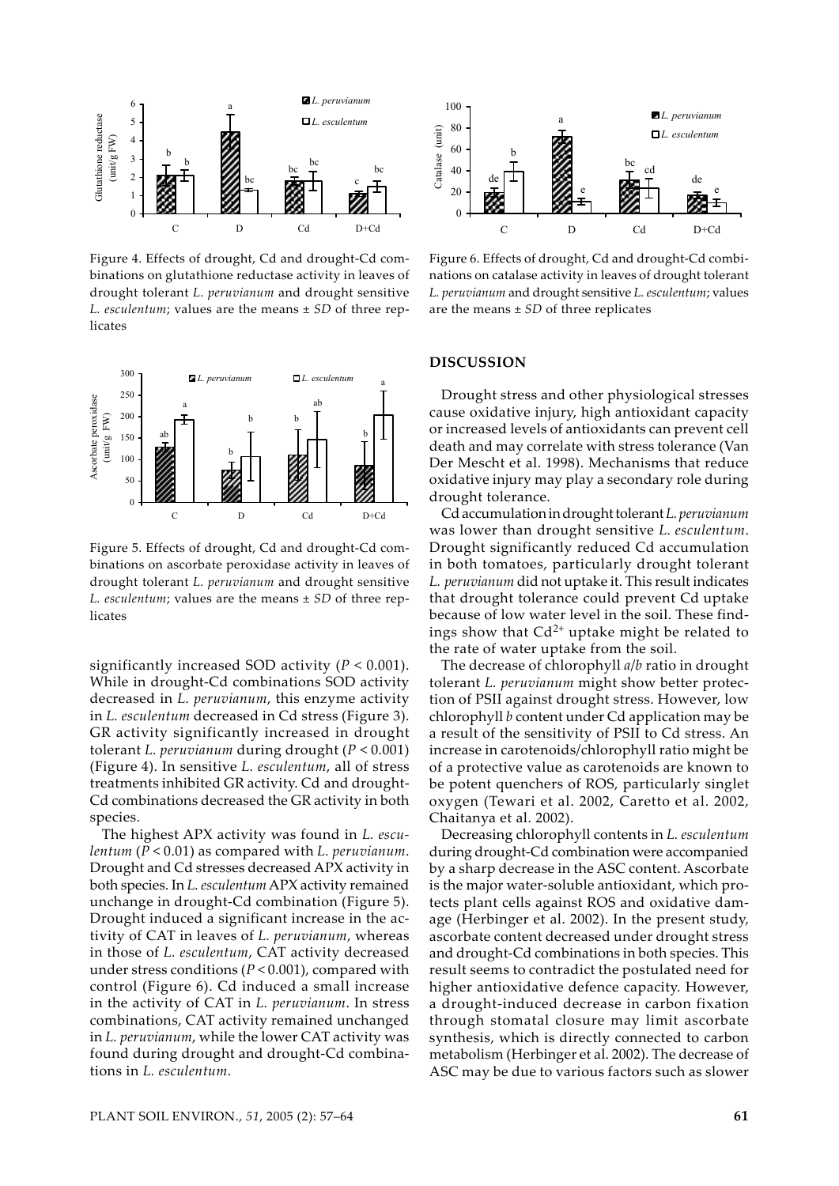Figure 4. Effects of drought, Cd and drought-Cd combinations on glutathione reductase activity in leaves of drought tolerant *L. peruvianum* and drought sensitive *L. esculentum*; values are the means ± *SD* of three replicates

Figure 5. Effects of drought, Cd and drought-Cd combinations on ascorbate peroxidase activity in leaves of drought tolerant *L. peruvianum* and drought sensitive *L. esculentum*; values are the means ± *SD* of three replicates

significantly increased SOD activity ($P < 0.001$). While in drought-Cd combinations SOD activity decreased in *L. peruvianum*, this enzyme activity in *L. esculentum* decreased in Cd stress (Figure 3). GR activity significantly increased in drought tolerant *L. peruvianum* during drought ($P < 0.001$) (Figure 4). In sensitive *L. esculentum*, all of stress treatments inhibited GR activity. Cd and drought-Cd combinations decreased the GR activity in both species.

The highest APX activity was found in *L. esculentum* ($P < 0.01$) as compared with *L. peruvianum*. Drought and Cd stresses decreased APX activity in both species. In *L. esculentum* APX activity remained unchange in drought-Cd combination (Figure 5). Drought induced a significant increase in the activity of CAT in leaves of *L. peruvianum*, whereas in those of *L. esculentum*, CAT activity decreased under stress conditions ($P < 0.001$), compared with control (Figure 6). Cd induced a small increase in the activity of CAT in *L. peruvianum*. In stress combinations, CAT activity remained unchanged in *L. peruvianum*, while the lower CAT activity was found during drought and drought-Cd combinations in *L. esculentum*.

Figure 6. Effects of drought, Cd and drought-Cd combinations on catalase activity in leaves of drought tolerant *L. peruvianum* and drought sensitive *L. esculentum*; values are the means ± *SD* of three replicates

## DISCUSSION

Drought stress and other physiological stresses cause oxidative injury, high antioxidant capacity or increased levels of antioxidants can prevent cell death and may correlate with stress tolerance (Van Der Mescht et al. 1998). Mechanisms that reduce oxidative injury may play a secondary role during drought tolerance.

Cd accumulation in drought tolerant *L. peruvianum* was lower than drought sensitive *L. esculentum*. Drought significantly reduced Cd accumulation in both tomatoes, particularly drought tolerant *L. peruvianum* did not uptake it. This result indicates that drought tolerance could prevent Cd uptake because of low water level in the soil. These findings show that $Cd^{2+}$ uptake might be related to the rate of water uptake from the soil.

The decrease of chlorophyll *a*/*b* ratio in drought tolerant *L. peruvianum* might show better protection of PSII against drought stress. However, low chlorophyll *b* content under Cd application may be a result of the sensitivity of PSII to Cd stress. An increase in carotenoids/chlorophyll ratio might be of a protective value as carotenoids are known to be potent quenchers of ROS, particularly singlet oxygen (Tewari et al. 2002, Caretto et al. 2002, Chaitanya et al. 2002).

Decreasing chlorophyll contents in *L. esculentum* during drought-Cd combination were accompanied by a sharp decrease in the ASC content. Ascorbate is the major water-soluble antioxidant, which protects plant cells against ROS and oxidative damage (Herbinger et al. 2002). In the present study, ascorbate content decreased under drought stress and drought-Cd combinations in both species. This result seems to contradict the postulated need for higher antioxidative defence capacity. However, a drought-induced decrease in carbon fixation through stomatal closure may limit ascorbate synthesis, which is directly connected to carbon metabolism (Herbinger et al. 2002). The decrease of ASC may be due to various factors such as slower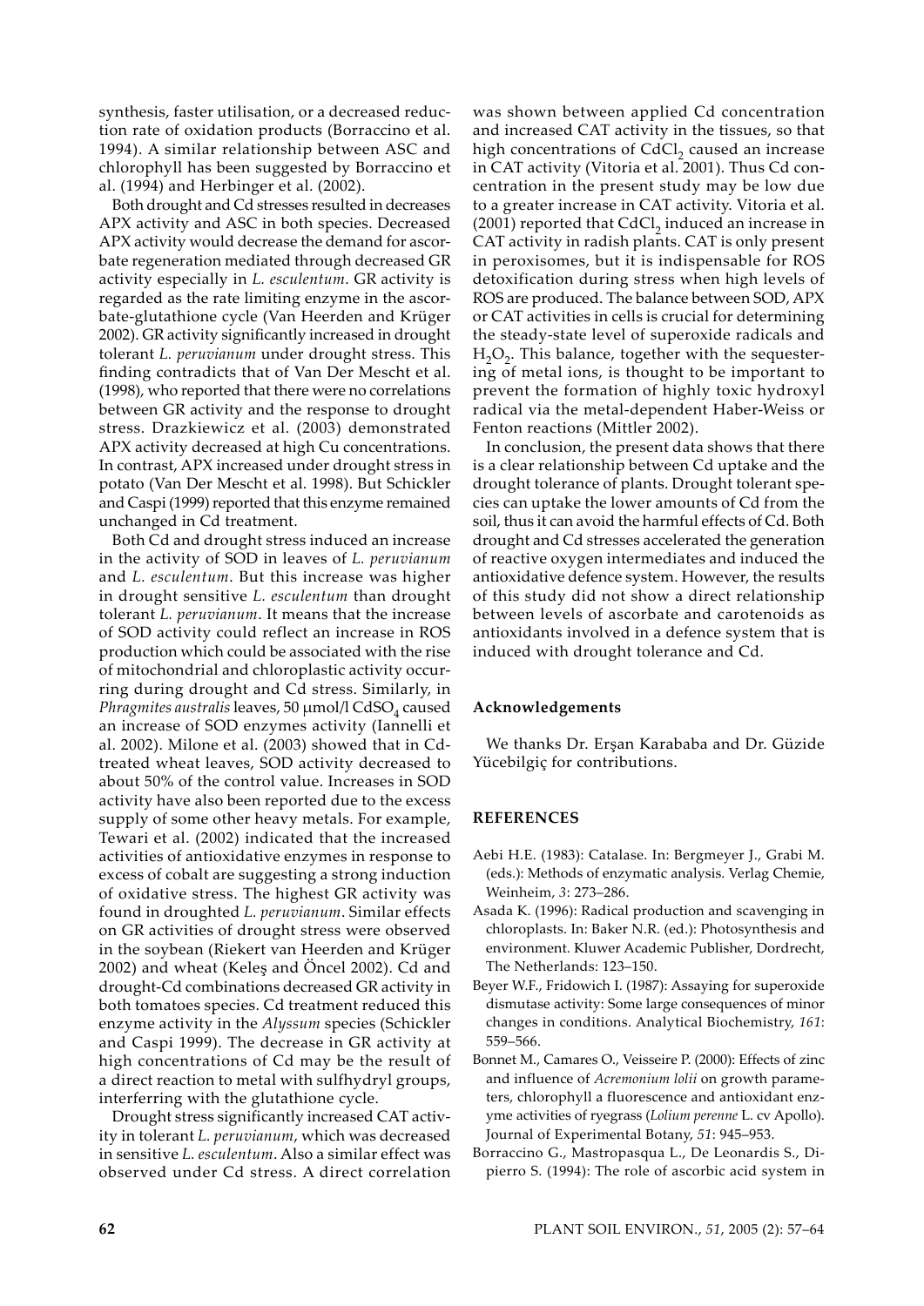synthesis, faster utilisation, or a decreased reduction rate of oxidation products (Borraccino et al. 1994). A similar relationship between ASC and chlorophyll has been suggested by Borraccino et al. (1994) and Herbinger et al. (2002).

Both drought and Cd stresses resulted in decreases APX activity and ASC in both species. Decreased APX activity would decrease the demand for ascorbate regeneration mediated through decreased GR activity especially in *L. esculentum*. GR activity is regarded as the rate limiting enzyme in the ascorbate-glutathione cycle (Van Heerden and Krüger 2002). GR activity significantly increased in drought tolerant *L. peruvianum* under drought stress. This finding contradicts that of Van Der Mescht et al. (1998), who reported that there were no correlations between GR activity and the response to drought stress. Drazkiewicz et al. (2003) demonstrated APX activity decreased at high Cu concentrations. In contrast, APX increased under drought stress in potato (Van Der Mescht et al. 1998). But Schickler and Caspi (1999) reported that this enzyme remained unchanged in Cd treatment.

Both Cd and drought stress induced an increase in the activity of SOD in leaves of *L. peruvianum* and *L. esculentum*. But this increase was higher in drought sensitive *L. esculentum* than drought tolerant *L. peruvianum*. It means that the increase of SOD activity could reflect an increase in ROS production which could be associated with the rise of mitochondrial and chloroplastic activity occurring during drought and Cd stress. Similarly, in *Phragmites australis* leaves, 50 μmol/l $CdSO_4$ caused an increase of SOD enzymes activity (Iannelli et al. 2002). Milone et al. (2003) showed that in Cd-treated wheat leaves, SOD activity decreased to about 50% of the control value. Increases in SOD activity have also been reported due to the excess supply of some other heavy metals. For example, Tewari et al. (2002) indicated that the increased activities of antioxidative enzymes in response to excess of cobalt are suggesting a strong induction of oxidative stress. The highest GR activity was found in droughted *L. peruvianum*. Similar effects on GR activities of drought stress were observed in the soybean (Riekert van Heerden and Krüger 2002) and wheat (Keleş and Öncel 2002). Cd and drought-Cd combinations decreased GR activity in both tomatoes species. Cd treatment reduced this enzyme activity in the *Alyssum* species (Schickler and Caspi 1999). The decrease in GR activity at high concentrations of Cd may be the result of a direct reaction to metal with sulfhydryl groups, interferring with the glutathione cycle.

Drought stress significantly increased CAT activity in tolerant *L. peruvianum*, which was decreased in sensitive *L. esculentum*. Also a similar effect was observed under Cd stress. A direct correlation was shown between applied Cd concentration and increased CAT activity in the tissues, so that high concentrations of $CdCl_2$ caused an increase in CAT activity (Vitoria et al. 2001). Thus Cd concentration in the present study may be low due to a greater increase in CAT activity. Vitoria et al. (2001) reported that $CdCl_2$ induced an increase in CAT activity in radish plants. CAT is only present in peroxisomes, but it is indispensable for ROS detoxification during stress when high levels of ROS are produced. The balance between SOD, APX or CAT activities in cells is crucial for determining the steady-state level of superoxide radicals and $H_2O_2$. This balance, together with the sequestering of metal ions, is thought to be important to prevent the formation of highly toxic hydroxyl radical via the metal-dependent Haber-Weiss or Fenton reactions (Mittler 2002).

In conclusion, the present data shows that there is a clear relationship between Cd uptake and the drought tolerance of plants. Drought tolerant species can uptake the lower amounts of Cd from the soil, thus it can avoid the harmful effects of Cd. Both drought and Cd stresses accelerated the generation of reactive oxygen intermediates and induced the antioxidative defence system. However, the results of this study did not show a direct relationship between levels of ascorbate and carotenoids as antioxidants involved in a defence system that is induced with drought tolerance and Cd.

### Acknowledgements

We thanks Dr. Erşan Karababa and Dr. Güzide Yücebilgiç for contributions.

## REFERENCES

Aebi H.E. (1983): Catalase. In: Bergmeyer J., Grabi M. (eds.): Methods of enzymatic analysis. Verlag Chemie, Weinheim, *3*: 273–286.

Asada K. (1996): Radical production and scavenging in chloroplasts. In: Baker N.R. (ed.): Photosynthesis and environment. Kluwer Academic Publisher, Dordrecht, The Netherlands: 123–150.

Beyer W.F., Fridowich I. (1987): Assaying for superoxide dismutase activity: Some large consequences of minor changes in conditions. Analytical Biochemistry, *161*: 559–566.

Bonnet M., Camares O., Veisseire P. (2000): Effects of zinc and influence of *Acremonium lolii* on growth parameters, chlorophyll a fluorescence and antioxidant enzyme activities of ryegrass (*Lolium perenne* L. cv Apollo). Journal of Experimental Botany, *51*: 945–953.

Borraccino G., Mastropasqua L., De Leonardis S., Dipierro S. (1994): The role of ascorbic acid system in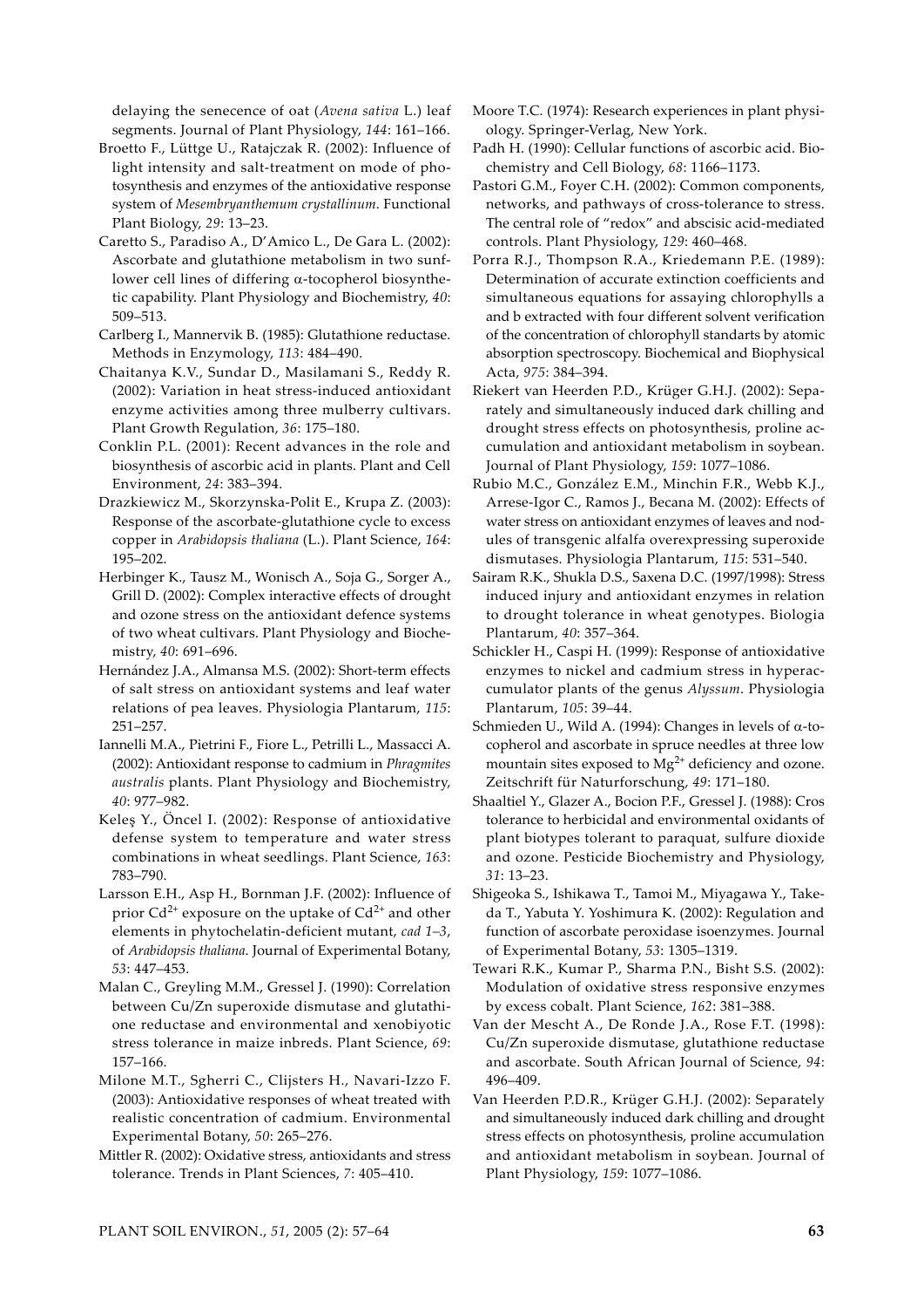delaying the senecence of oat (*Avena sativa* L.) leaf segments. Journal of Plant Physiology, *144*: 161–166.

Broetto F., Lüttge U., Ratajczak R. (2002): Influence of light intensity and salt-treatment on mode of photosynthesis and enzymes of the antioxidative response system of *Mesembryanthemum crystallinum*. Functional Plant Biology, *29*: 13–23.

Caretto S., Paradiso A., D'Amico L., De Gara L. (2002): Ascorbate and glutathione metabolism in two sunflower cell lines of differing α-tocopherol biosynthetic capability. Plant Physiology and Biochemistry, *40*: 509–513.

Carlberg I., Mannervik B. (1985): Glutathione reductase. Methods in Enzymology, *113*: 484–490.

Chaitanya K.V., Sundar D., Masilamani S., Reddy R. (2002): Variation in heat stress-induced antioxidant enzyme activities among three mulberry cultivars. Plant Growth Regulation, *36*: 175–180.

Conklin P.L. (2001): Recent advances in the role and biosynthesis of ascorbic acid in plants. Plant and Cell Environment, *24*: 383–394.

Drazkiewicz M., Skorzynska-Polit E., Krupa Z. (2003): Response of the ascorbate-glutathione cycle to excess copper in *Arabidopsis thaliana* (L.). Plant Science, *164*: 195–202.

Herbinger K., Tausz M., Wonisch A., Soja G., Sorger A., Grill D. (2002): Complex interactive effects of drought and ozone stress on the antioxidant defence systems of two wheat cultivars. Plant Physiology and Biochemistry, *40*: 691–696.

Hernández J.A., Almansa M.S. (2002): Short-term effects of salt stress on antioxidant systems and leaf water relations of pea leaves. Physiologia Plantarum, *115*: 251–257.

Iannelli M.A., Pietrini F., Fiore L., Petrilli L., Massacci A. (2002): Antioxidant response to cadmium in *Phragmites australis* plants. Plant Physiology and Biochemistry, *40*: 977–982.

Keleş Y., Öncel I. (2002): Response of antioxidative defense system to temperature and water stress combinations in wheat seedlings. Plant Science, *163*: 783–790.

Larsson E.H., Asp H., Bornman J.F. (2002): Influence of prior $Cd^{2+}$ exposure on the uptake of $Cd^{2+}$ and other elements in phytochelatin-deficient mutant, *cad 1–3*, of *Arabidopsis thaliana*. Journal of Experimental Botany, *53*: 447–453.

Malan C., Greyling M.M., Gressel J. (1990): Correlation between Cu/Zn superoxide dismutase and glutathione reductase and environmental and xenobiyotic stress tolerance in maize inbreds. Plant Science, *69*: 157–166.

Milone M.T., Sgherri C., Clijsters H., Navari-Izzo F. (2003): Antioxidative responses of wheat treated with realistic concentration of cadmium. Environmental Experimental Botany, *50*: 265–276.

Mittler R. (2002): Oxidative stress, antioxidants and stress tolerance. Trends in Plant Sciences, *7*: 405–410.

Moore T.C. (1974): Research experiences in plant physiology. Springer-Verlag, New York.

Padh H. (1990): Cellular functions of ascorbic acid. Biochemistry and Cell Biology, *68*: 1166–1173.

Pastori G.M., Foyer C.H. (2002): Common components, networks, and pathways of cross-tolerance to stress. The central role of "redox" and abscisic acid-mediated controls. Plant Physiology, *129*: 460–468.

Porra R.J., Thompson R.A., Kriedemann P.E. (1989): Determination of accurate extinction coefficients and simultaneous equations for assaying chlorophylls a and b extracted with four different solvent verification of the concentration of chlorophyll standarts by atomic absorption spectroscopy. Biochemical and Biophysical Acta, *975*: 384–394.

Riekert van Heerden P.D., Krüger G.H.J. (2002): Separately and simultaneously induced dark chilling and drought stress effects on photosynthesis, proline accumulation and antioxidant metabolism in soybean. Journal of Plant Physiology, *159*: 1077–1086.

Rubio M.C., González E.M., Minchin F.R., Webb K.J., Arrese-Igor C., Ramos J., Becana M. (2002): Effects of water stress on antioxidant enzymes of leaves and nodules of transgenic alfalfa overexpressing superoxide dismutases. Physiologia Plantarum, *115*: 531–540.

Sairam R.K., Shukla D.S., Saxena D.C. (1997/1998): Stress induced injury and antioxidant enzymes in relation to drought tolerance in wheat genotypes. Biologia Plantarum, *40*: 357–364.

Schickler H., Caspi H. (1999): Response of antioxidative enzymes to nickel and cadmium stress in hyperaccumulator plants of the genus *Alyssum*. Physiologia Plantarum, *105*: 39–44.

Schmieden U., Wild A. (1994): Changes in levels of α-tocopherol and ascorbate in spruce needles at three low mountain sites exposed to $Mg^{2+}$ deficiency and ozone. Zeitschrift für Naturforschung, *49*: 171–180.

Shaaltiel Y., Glazer A., Bocion P.F., Gressel J. (1988): Cros tolerance to herbicidal and environmental oxidants of plant biotypes tolerant to paraquat, sulfure dioxide and ozone. Pesticide Biochemistry and Physiology, *31*: 13–23.

Shigeoka S., Ishikawa T., Tamoi M., Miyagawa Y., Takeda T., Yabuta Y. Yoshimura K. (2002): Regulation and function of ascorbate peroxidase isoenzymes. Journal of Experimental Botany, *53*: 1305–1319.

Tewari R.K., Kumar P., Sharma P.N., Bisht S.S. (2002): Modulation of oxidative stress responsive enzymes by excess cobalt. Plant Science, *162*: 381–388.

Van der Mescht A., De Ronde J.A., Rose F.T. (1998): Cu/Zn superoxide dismutase, glutathione reductase and ascorbate. South African Journal of Science, *94*: 496–409.

Van Heerden P.D.R., Krüger G.H.J. (2002): Separately and simultaneously induced dark chilling and drought stress effects on photosynthesis, proline accumulation and antioxidant metabolism in soybean. Journal of Plant Physiology, *159*: 1077–1086.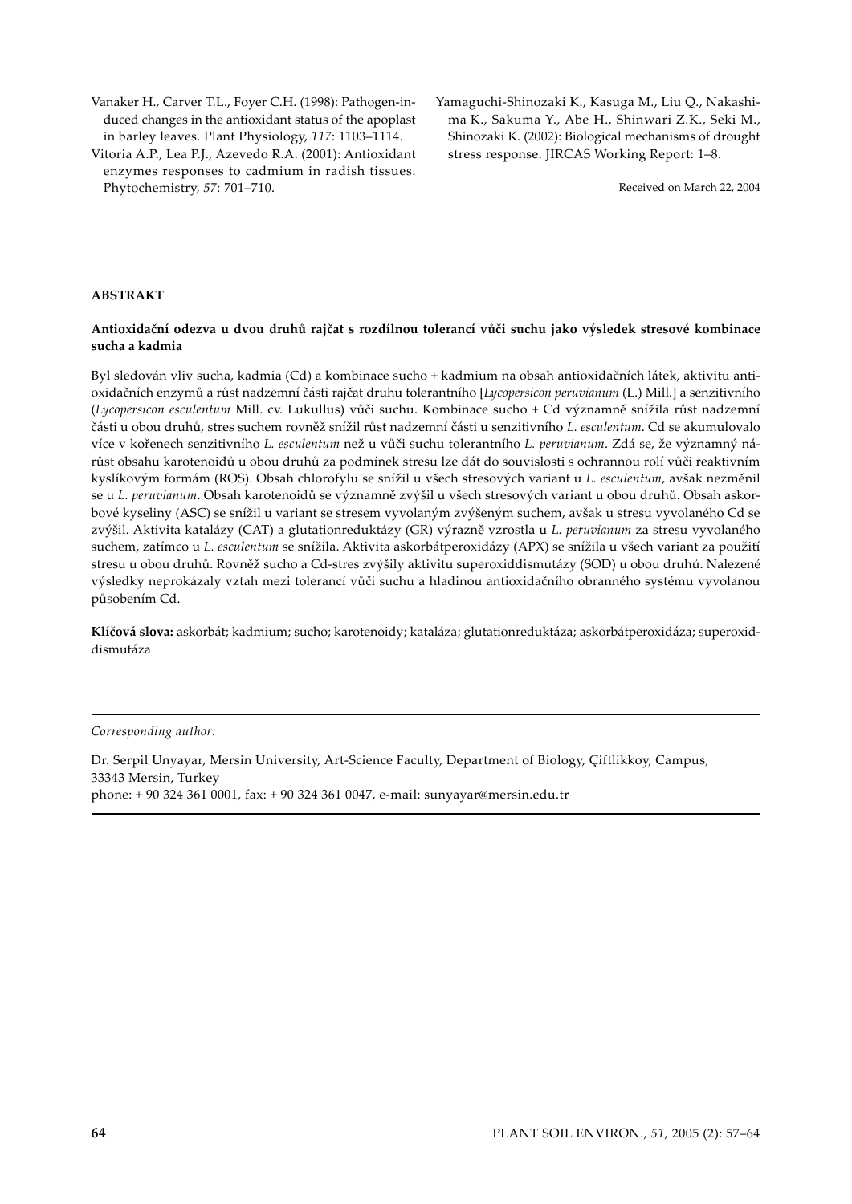Vanaker H., Carver T.L., Foyer C.H. (1998): Pathogen-induced changes in the antioxidant status of the apoplast in barley leaves. Plant Physiology, *117*: 1103–1114.

Vitoria A.P., Lea P.J., Azevedo R.A. (2001): Antioxidant enzymes responses to cadmium in radish tissues. Phytochemistry, *57*: 701–710.

Yamaguchi-Shinozaki K., Kasuga M., Liu Q., Nakashima K., Sakuma Y., Abe H., Shinwari Z.K., Seki M., Shinozaki K. (2002): Biological mechanisms of drought stress response. JIRCAS Working Report: 1–8.

Received on March 22, 2004

## ABSTRAKT

**Antioxidační odezva u dvou druhů rajčat s rozdílnou tolerancí vůči suchu jako výsledek stresové kombinace sucha a kadmia**

Byl sledován vliv sucha, kadmia (Cd) a kombinace sucho + kadmium na obsah antioxidačních látek, aktivitu antioxidačních enzymů a růst nadzemní části rajčat druhu tolerantního [*Lycopersicon peruvianum* (L.) Mill.] a senzitivního (*Lycopersicon esculentum* Mill. cv. Lukullus) vůči suchu. Kombinace sucho + Cd významně snížila růst nadzemní části u obou druhů, stres suchem rovněž snížil růst nadzemní části u senzitivního *L. esculentum*. Cd se akumulovalo více v kořenech senzitivního *L. esculentum* než u vůči suchu tolerantního *L. peruvianum*. Zdá se, že významný nárůst obsahu karotenoidů u obou druhů za podmínek stresu lze dát do souvislosti s ochrannou rolí vůči reaktivním kyslíkovým formám (ROS). Obsah chlorofylu se snížil u všech stresových variant u *L. esculentum*, avšak nezměnil se u *L. peruvianum*. Obsah karotenoidů se významně zvýšil u všech stresových variant u obou druhů. Obsah askorbové kyseliny (ASC) se snížil u variant se stresem vyvolaným zvýšeným suchem, avšak u stresu vyvolaného Cd se zvýšil. Aktivita katalázy (CAT) a glutationreduktázy (GR) výrazně vzrostla u *L. peruvianum* za stresu vyvolaného suchem, zatímco u *L. esculentum* se snížila. Aktivita askorbátperoxidázy (APX) se snížila u všech variant za použití stresu u obou druhů. Rovněž sucho a Cd-stres zvýšily aktivitu superoxiddismutázy (SOD) u obou druhů. Nalezené výsledky neprokázaly vztah mezi tolerancí vůči suchu a hladinou antioxidačního obranného systému vyvolanou působením Cd.

**Klíčová slova:** askorbát; kadmium; sucho; karotenoidy; kataláza; glutationreduktáza; askorbátperoxidáza; superoxiddismutáza

---

*Corresponding author:*

Dr. Serpil Unyayar, Mersin University, Art-Science Faculty, Department of Biology, Çiftlikkoy, Campus, 33343 Mersin, Turkey
phone: + 90 324 361 0001, fax: + 90 324 361 0047, e-mail: sunyayar@mersin.edu.tr